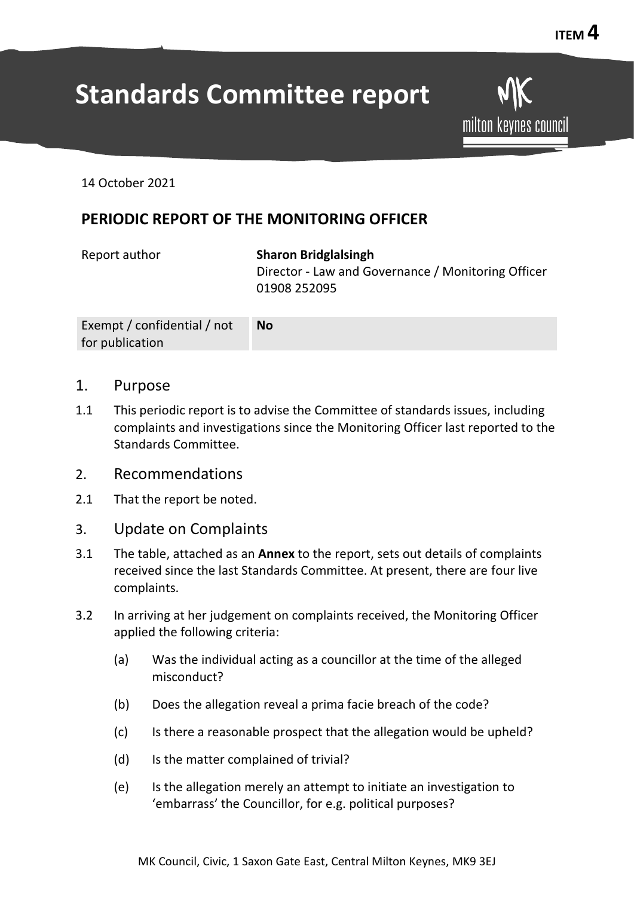ITEM 4

# Standards Committee report

milton keynes council

14 October 2021

## PERIODIC REPORT OF THE MONITORING OFFICER

| Report author | **Sharon Bridglalsingh** Director - Law and Governance / Monitoring Officer 01908 252095 |
|---|---|
| Exempt / confidential / not for publication | **No** |

## 1. Purpose

1.1 This periodic report is to advise the Committee of standards issues, including complaints and investigations since the Monitoring Officer last reported to the Standards Committee.

## 2. Recommendations

2.1 That the report be noted.

## 3. Update on Complaints

3.1 The table, attached as an **Annex** to the report, sets out details of complaints received since the last Standards Committee. At present, there are four live complaints.

3.2 In arriving at her judgement on complaints received, the Monitoring Officer applied the following criteria:

(a) Was the individual acting as a councillor at the time of the alleged misconduct?

(b) Does the allegation reveal a prima facie breach of the code?

(c) Is there a reasonable prospect that the allegation would be upheld?

(d) Is the matter complained of trivial?

(e) Is the allegation merely an attempt to initiate an investigation to 'embarrass' the Councillor, for e.g. political purposes?

MK Council, Civic, 1 Saxon Gate East, Central Milton Keynes, MK9 3EJ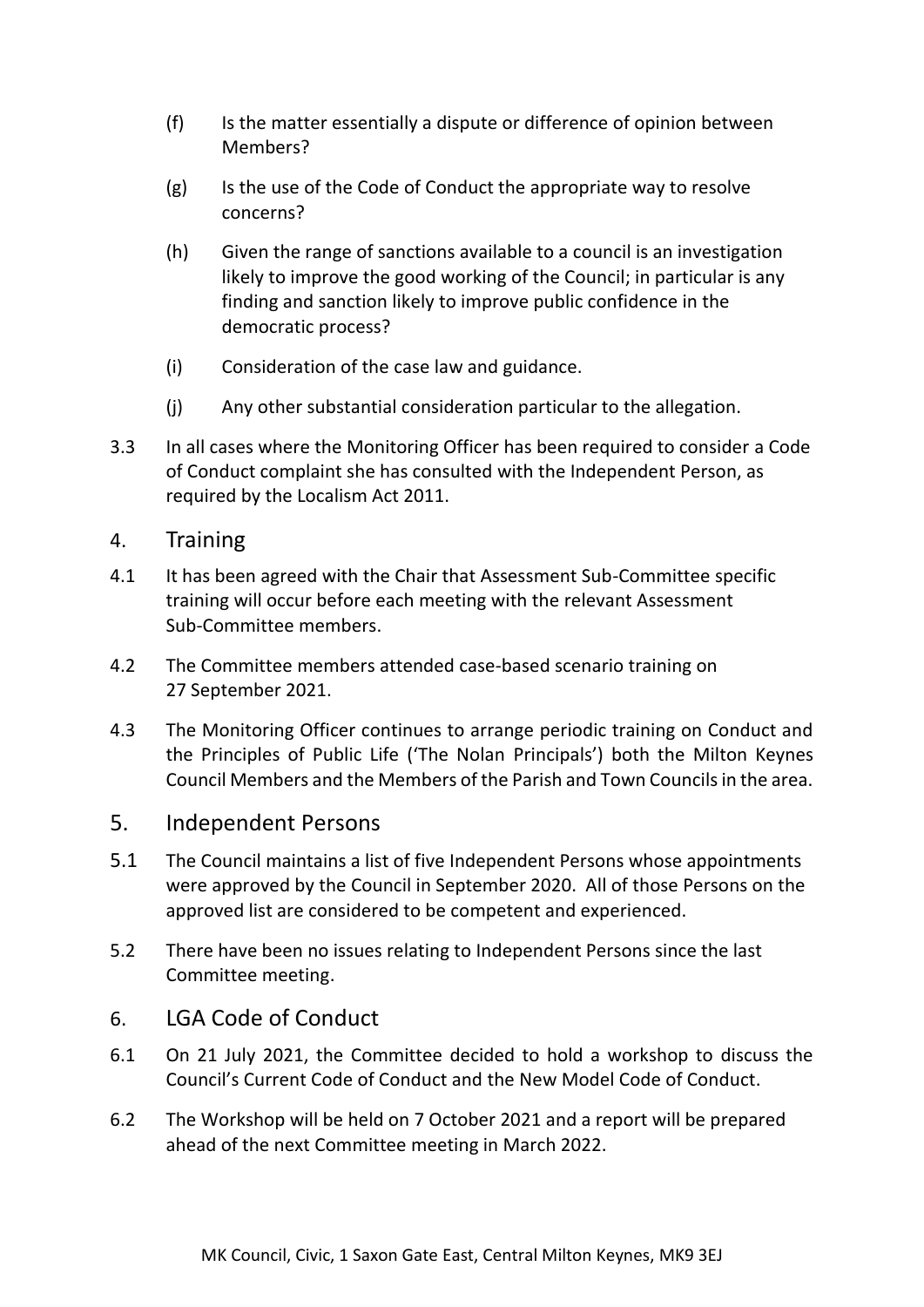(f) Is the matter essentially a dispute or difference of opinion between Members?

(g) Is the use of the Code of Conduct the appropriate way to resolve concerns?

(h) Given the range of sanctions available to a council is an investigation likely to improve the good working of the Council; in particular is any finding and sanction likely to improve public confidence in the democratic process?

(i) Consideration of the case law and guidance.

(j) Any other substantial consideration particular to the allegation.

3.3 In all cases where the Monitoring Officer has been required to consider a Code of Conduct complaint she has consulted with the Independent Person, as required by the Localism Act 2011.

## 4. Training

4.1 It has been agreed with the Chair that Assessment Sub-Committee specific training will occur before each meeting with the relevant Assessment Sub-Committee members.

4.2 The Committee members attended case-based scenario training on 27 September 2021.

4.3 The Monitoring Officer continues to arrange periodic training on Conduct and the Principles of Public Life ('The Nolan Principals') both the Milton Keynes Council Members and the Members of the Parish and Town Councils in the area.

## 5. Independent Persons

5.1 The Council maintains a list of five Independent Persons whose appointments were approved by the Council in September 2020. All of those Persons on the approved list are considered to be competent and experienced.

5.2 There have been no issues relating to Independent Persons since the last Committee meeting.

## 6. LGA Code of Conduct

6.1 On 21 July 2021, the Committee decided to hold a workshop to discuss the Council's Current Code of Conduct and the New Model Code of Conduct.

6.2 The Workshop will be held on 7 October 2021 and a report will be prepared ahead of the next Committee meeting in March 2022.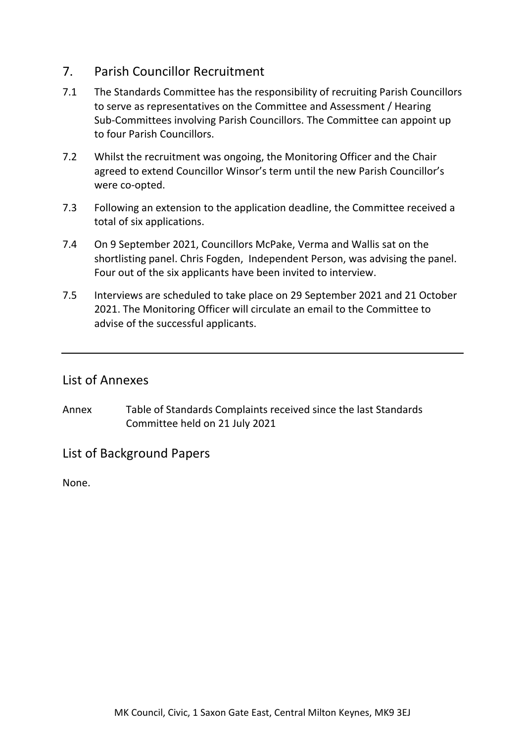## 7. Parish Councillor Recruitment

7.1 The Standards Committee has the responsibility of recruiting Parish Councillors to serve as representatives on the Committee and Assessment / Hearing Sub-Committees involving Parish Councillors. The Committee can appoint up to four Parish Councillors.

7.2 Whilst the recruitment was ongoing, the Monitoring Officer and the Chair agreed to extend Councillor Winsor's term until the new Parish Councillor's were co-opted.

7.3 Following an extension to the application deadline, the Committee received a total of six applications.

7.4 On 9 September 2021, Councillors McPake, Verma and Wallis sat on the shortlisting panel. Chris Fogden, Independent Person, was advising the panel. Four out of the six applicants have been invited to interview.

7.5 Interviews are scheduled to take place on 29 September 2021 and 21 October 2021. The Monitoring Officer will circulate an email to the Committee to advise of the successful applicants.

---

## List of Annexes

Annex Table of Standards Complaints received since the last Standards Committee held on 21 July 2021

## List of Background Papers

None.